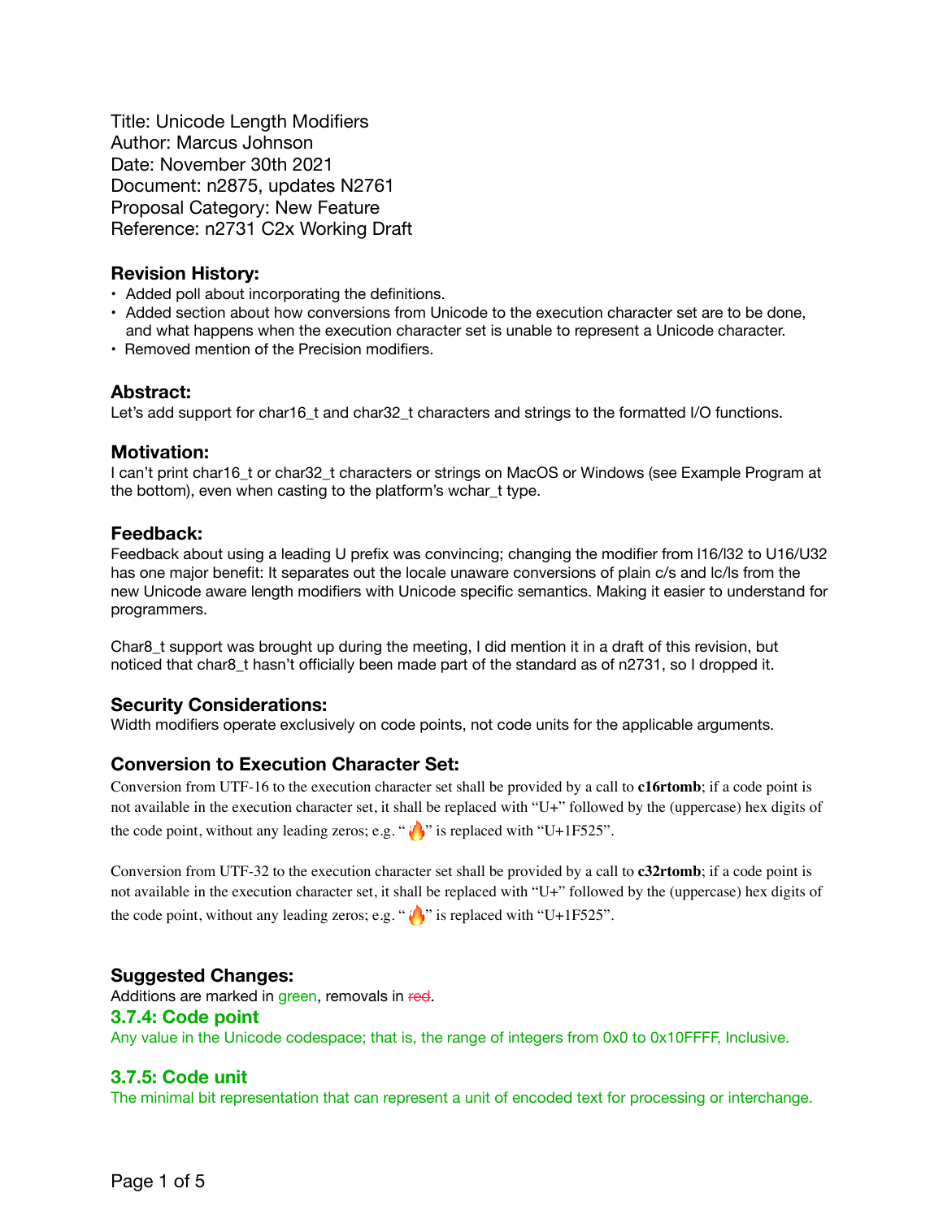Title: Unicode Length Modifiers
Author: Marcus Johnson
Date: November 30th 2021
Document: n2875, updates N2761
Proposal Category: New Feature
Reference: n2731 C2x Working Draft

### Revision History:

- Added poll about incorporating the definitions.
- Added section about how conversions from Unicode to the execution character set are to be done, and what happens when the execution character set is unable to represent a Unicode character.
- Removed mention of the Precision modifiers.

### Abstract:

Let's add support for char16_t and char32_t characters and strings to the formatted I/O functions.

### Motivation:

I can't print char16_t or char32_t characters or strings on MacOS or Windows (see Example Program at the bottom), even when casting to the platform's wchar_t type.

### Feedback:

Feedback about using a leading U prefix was convincing; changing the modifier from l16/l32 to U16/U32 has one major benefit: It separates out the locale unaware conversions of plain c/s and lc/ls from the new Unicode aware length modifiers with Unicode specific semantics. Making it easier to understand for programmers.

Char8_t support was brought up during the meeting, I did mention it in a draft of this revision, but noticed that char8_t hasn't officially been made part of the standard as of n2731, so I dropped it.

### Security Considerations:

Width modifiers operate exclusively on code points, not code units for the applicable arguments.

### Conversion to Execution Character Set:

Conversion from UTF-16 to the execution character set shall be provided by a call to **c16rtomb**; if a code point is not available in the execution character set, it shall be replaced with "U+" followed by the (uppercase) hex digits of the code point, without any leading zeros; e.g. "🔥" is replaced with "U+1F525".

Conversion from UTF-32 to the execution character set shall be provided by a call to **c32rtomb**; if a code point is not available in the execution character set, it shall be replaced with "U+" followed by the (uppercase) hex digits of the code point, without any leading zeros; e.g. "🔥" is replaced with "U+1F525".

### Suggested Changes:

Additions are marked in green, removals in ~~red~~.

### 3.7.4: Code point

Any value in the Unicode codespace; that is, the range of integers from 0x0 to 0x10FFFF, Inclusive.

### 3.7.5: Code unit

The minimal bit representation that can represent a unit of encoded text for processing or interchange.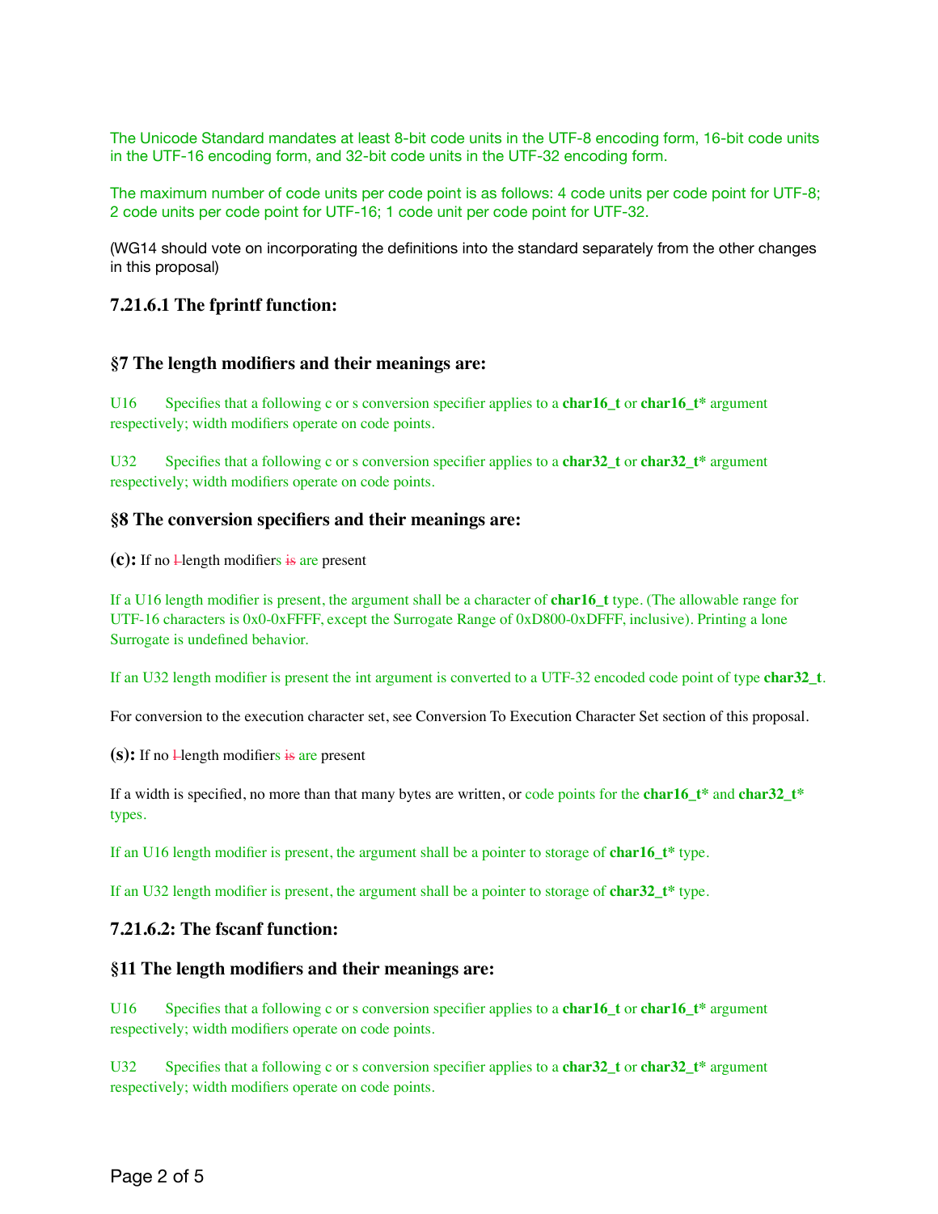The Unicode Standard mandates at least 8-bit code units in the UTF-8 encoding form, 16-bit code units in the UTF-16 encoding form, and 32-bit code units in the UTF-32 encoding form.

The maximum number of code units per code point is as follows: 4 code units per code point for UTF-8; 2 code units per code point for UTF-16; 1 code unit per code point for UTF-32.

(WG14 should vote on incorporating the definitions into the standard separately from the other changes in this proposal)

### 7.21.6.1 The fprintf function:

### §7 The length modifiers and their meanings are:

U16 Specifies that a following c or s conversion specifier applies to a **char16_t** or **char16_t*** argument respectively; width modifiers operate on code points.

U32 Specifies that a following c or s conversion specifier applies to a **char32_t** or **char32_t*** argument respectively; width modifiers operate on code points.

### §8 The conversion specifiers and their meanings are:

**(c):** If no ~~l~~ length modifiers ~~is~~ are present

If a U16 length modifier is present, the argument shall be a character of **char16_t** type. (The allowable range for UTF-16 characters is 0x0-0xFFFF, except the Surrogate Range of 0xD800-0xDFFF, inclusive). Printing a lone Surrogate is undefined behavior.

If an U32 length modifier is present the int argument is converted to a UTF-32 encoded code point of type **char32_t**.

For conversion to the execution character set, see Conversion To Execution Character Set section of this proposal.

**(s):** If no ~~l~~ length modifiers ~~is~~ are present

If a width is specified, no more than that many bytes are written, or code points for the **char16_t*** and **char32_t*** types.

If an U16 length modifier is present, the argument shall be a pointer to storage of **char16_t*** type.

If an U32 length modifier is present, the argument shall be a pointer to storage of **char32_t*** type.

### 7.21.6.2: The fscanf function:

### §11 The length modifiers and their meanings are:

U16 Specifies that a following c or s conversion specifier applies to a **char16_t** or **char16_t*** argument respectively; width modifiers operate on code points.

U32 Specifies that a following c or s conversion specifier applies to a **char32_t** or **char32_t*** argument respectively; width modifiers operate on code points.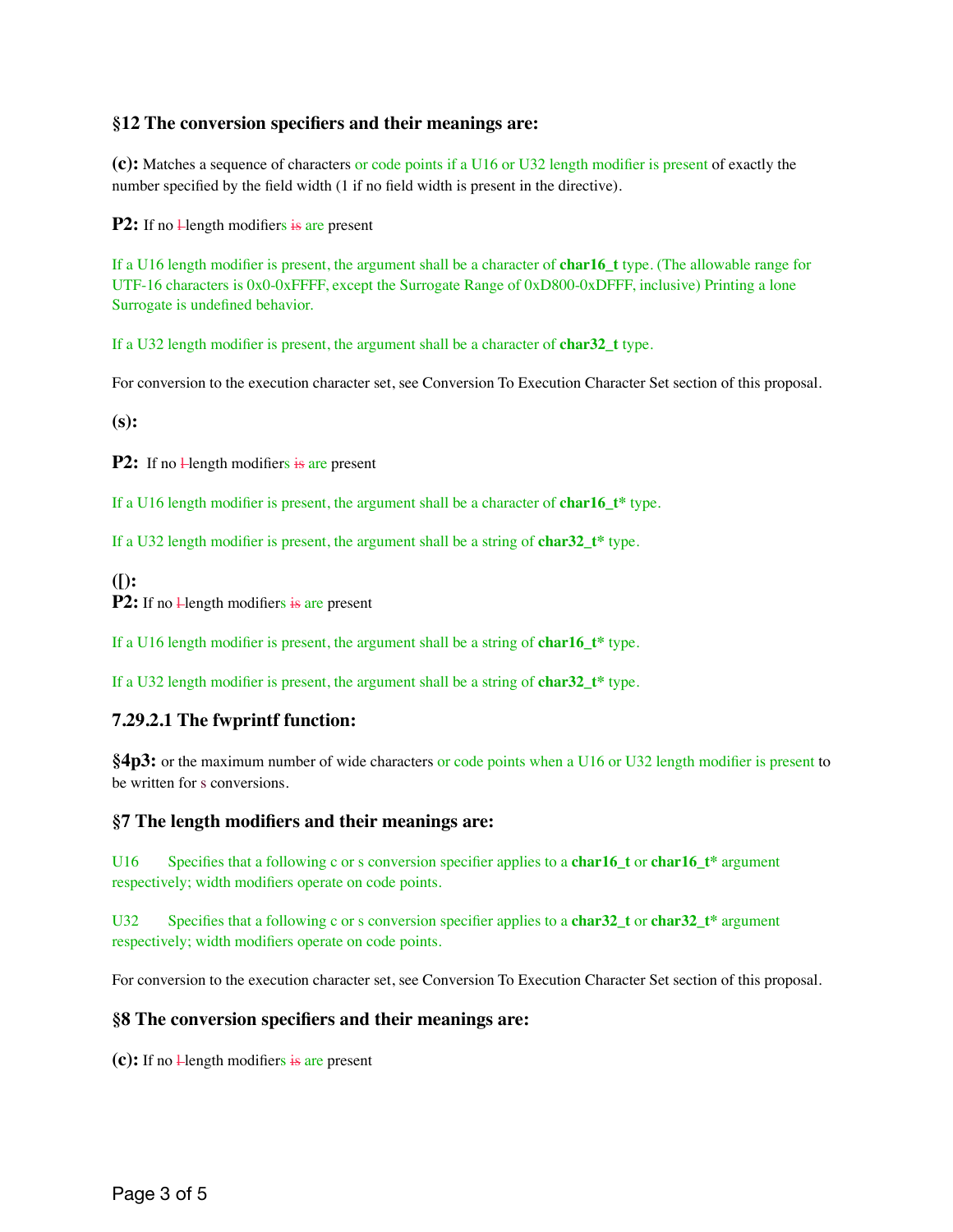### §12 The conversion specifiers and their meanings are:

**(c):** Matches a sequence of characters or code points if a U16 or U32 length modifier is present of exactly the number specified by the field width (1 if no field width is present in the directive).

**P2:** If no ~~l~~ length modifiers ~~is~~ are present

If a U16 length modifier is present, the argument shall be a character of **char16_t** type. (The allowable range for UTF-16 characters is 0x0-0xFFFF, except the Surrogate Range of 0xD800-0xDFFF, inclusive) Printing a lone Surrogate is undefined behavior.

If a U32 length modifier is present, the argument shall be a character of **char32_t** type.

For conversion to the execution character set, see Conversion To Execution Character Set section of this proposal.

**(s):**

**P2:** If no ~~l~~ length modifiers ~~is~~ are present

If a U16 length modifier is present, the argument shall be a character of **char16_t*** type.

If a U32 length modifier is present, the argument shall be a string of **char32_t*** type.

**([):**

**P2:** If no ~~l~~ length modifiers ~~is~~ are present

If a U16 length modifier is present, the argument shall be a string of **char16_t*** type.

If a U32 length modifier is present, the argument shall be a string of **char32_t*** type.

### 7.29.2.1 The fwprintf function:

**§4p3:** or the maximum number of wide characters or code points when a U16 or U32 length modifier is present to be written for s conversions.

### §7 The length modifiers and their meanings are:

U16 Specifies that a following c or s conversion specifier applies to a **char16_t** or **char16_t*** argument respectively; width modifiers operate on code points.

U32 Specifies that a following c or s conversion specifier applies to a **char32_t** or **char32_t*** argument respectively; width modifiers operate on code points.

For conversion to the execution character set, see Conversion To Execution Character Set section of this proposal.

### §8 The conversion specifiers and their meanings are:

**(c):** If no ~~l~~ length modifiers ~~is~~ are present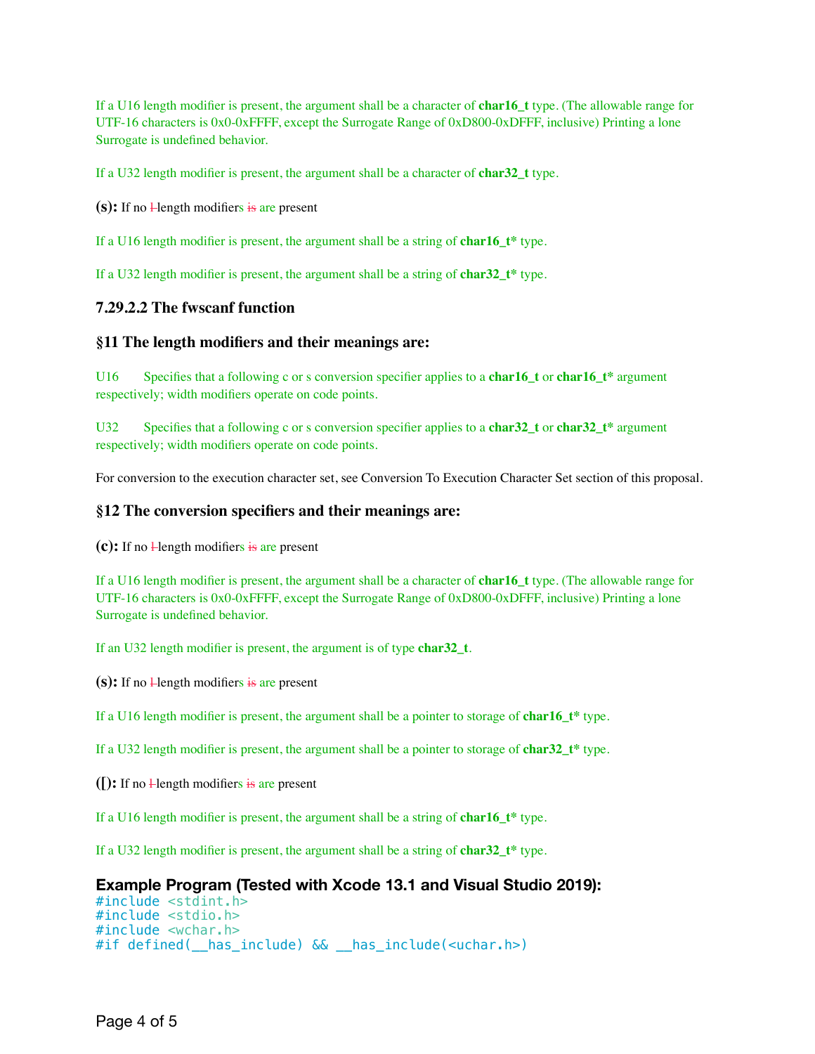If a U16 length modifier is present, the argument shall be a character of **char16_t** type. (The allowable range for UTF-16 characters is 0x0-0xFFFF, except the Surrogate Range of 0xD800-0xDFFF, inclusive) Printing a lone Surrogate is undefined behavior.

If a U32 length modifier is present, the argument shall be a character of **char32_t** type.

**(s):** If no ~~l~~ length modifiers ~~is~~ are present

If a U16 length modifier is present, the argument shall be a string of **char16_t*** type.

If a U32 length modifier is present, the argument shall be a string of **char32_t*** type.

### 7.29.2.2 The fwscanf function

### §11 The length modifiers and their meanings are:

U16 Specifies that a following c or s conversion specifier applies to a **char16_t** or **char16_t*** argument respectively; width modifiers operate on code points.

U32 Specifies that a following c or s conversion specifier applies to a **char32_t** or **char32_t*** argument respectively; width modifiers operate on code points.

For conversion to the execution character set, see Conversion To Execution Character Set section of this proposal.

### §12 The conversion specifiers and their meanings are:

**(c):** If no ~~l~~ length modifiers ~~is~~ are present

If a U16 length modifier is present, the argument shall be a character of **char16_t** type. (The allowable range for UTF-16 characters is 0x0-0xFFFF, except the Surrogate Range of 0xD800-0xDFFF, inclusive) Printing a lone Surrogate is undefined behavior.

If an U32 length modifier is present, the argument is of type **char32_t**.

**(s):** If no ~~l~~ length modifiers ~~is~~ are present

If a U16 length modifier is present, the argument shall be a pointer to storage of **char16_t*** type.

If a U32 length modifier is present, the argument shall be a pointer to storage of **char32_t*** type.

**([):** If no ~~l~~ length modifiers ~~is~~ are present

If a U16 length modifier is present, the argument shall be a string of **char16_t*** type.

If a U32 length modifier is present, the argument shall be a string of **char32_t*** type.

### Example Program (Tested with Xcode 13.1 and Visual Studio 2019):

```
#include <stdint.h>
#include <stdio.h>
#include <wchar.h>
#if defined(__has_include) && __has_include(<uchar.h>)
```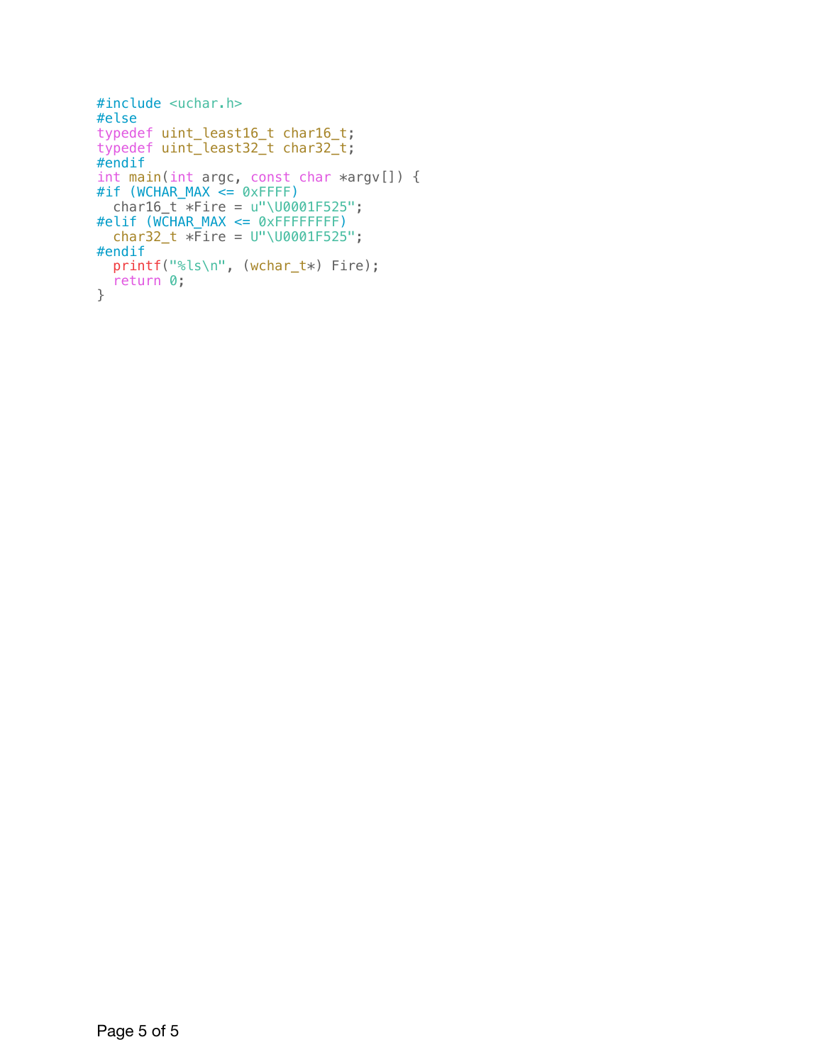```
#include <uchar.h>
#else
typedef uint_least16_t char16_t;
typedef uint_least32_t char32_t;
#endif
int main(int argc, const char *argv[]) {
#if (WCHAR_MAX <= 0xFFFF)
  char16_t *Fire = u"\U0001F525";
#elif (WCHAR_MAX <= 0xFFFFFFFF)
  char32_t *Fire = U"\U0001F525";
#endif
  printf("%ls\n", (wchar_t*) Fire);
  return 0;
}
```